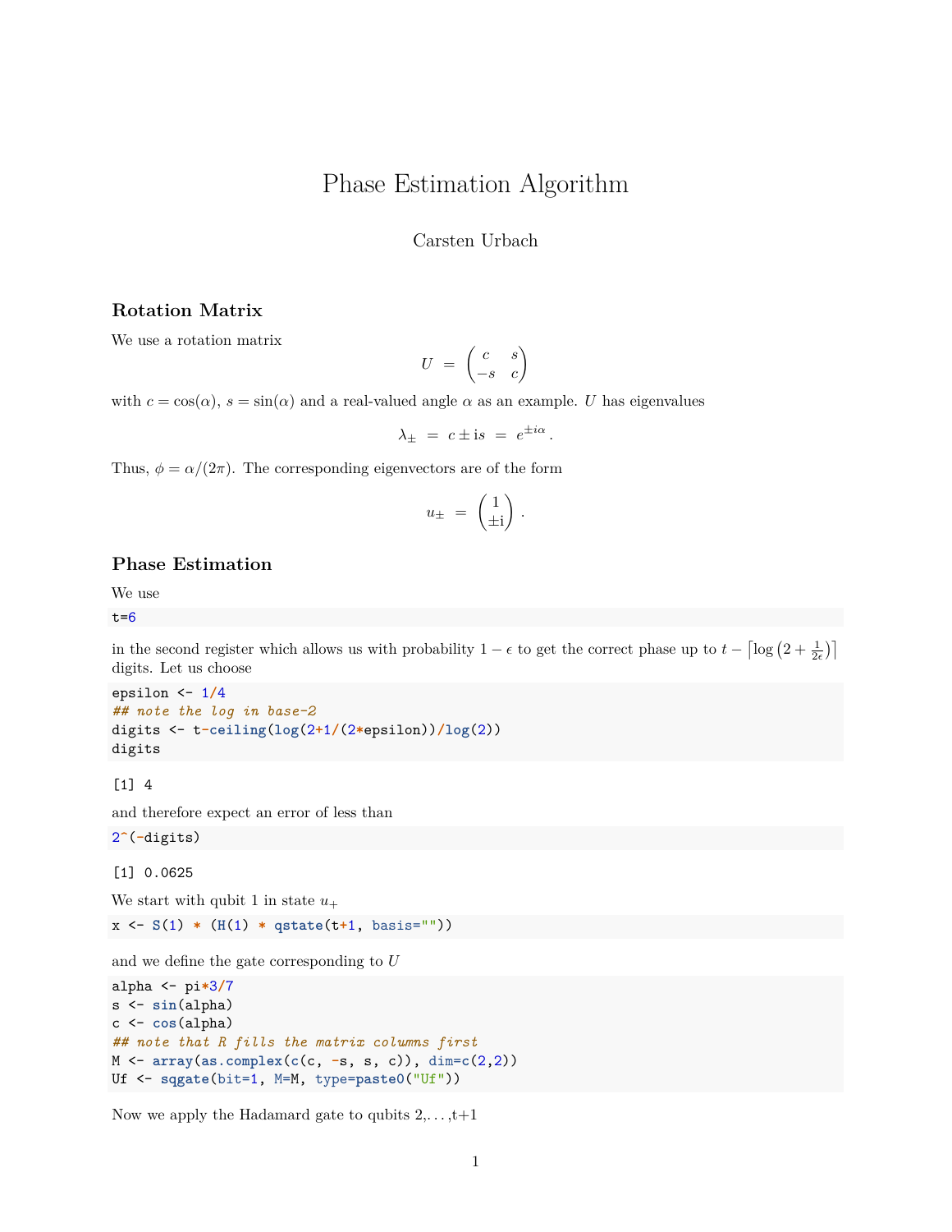# Phase Estimation Algorithm

Carsten Urbach

## Rotation Matrix

We use a rotation matrix

$$U \;=\; \begin{pmatrix} c & s \\ -s & c \end{pmatrix}$$

with $c = \cos(\alpha)$, $s = \sin(\alpha)$ and a real-valued angle $\alpha$ as an example. $U$ has eigenvalues

$$\lambda_\pm \;=\; c \pm \mathrm{i}s \;=\; e^{\pm i\alpha}\,.$$

Thus, $\phi = \alpha/(2\pi)$. The corresponding eigenvectors are of the form

$$u_\pm \;=\; \begin{pmatrix} 1 \\ \pm\mathrm{i} \end{pmatrix}\,.$$

## Phase Estimation

We use

```
t=6
```

in the second register which allows us with probability $1-\epsilon$ to get the correct phase up to $t - \lceil \log\left(2 + \frac{1}{2\epsilon}\right)\rceil$ digits. Let us choose

```
epsilon <- 1/4
## note the log in base-2
digits <- t-ceiling(log(2+1/(2*epsilon))/log(2))
digits
```

```
[1] 4
```

and therefore expect an error of less than

```
2^(-digits)
```

```
[1] 0.0625
```

We start with qubit 1 in state $u_+$

```
x <- S(1) * (H(1) * qstate(t+1, basis=""))
```

and we define the gate corresponding to $U$

```
alpha <- pi*3/7
s <- sin(alpha)
c <- cos(alpha)
## note that R fills the matrix columns first
M <- array(as.complex(c(c, -s, s, c)), dim=c(2,2))
Uf <- sqgate(bit=1, M=M, type=paste0("Uf"))
```

Now we apply the Hadamard gate to qubits 2,...,t+1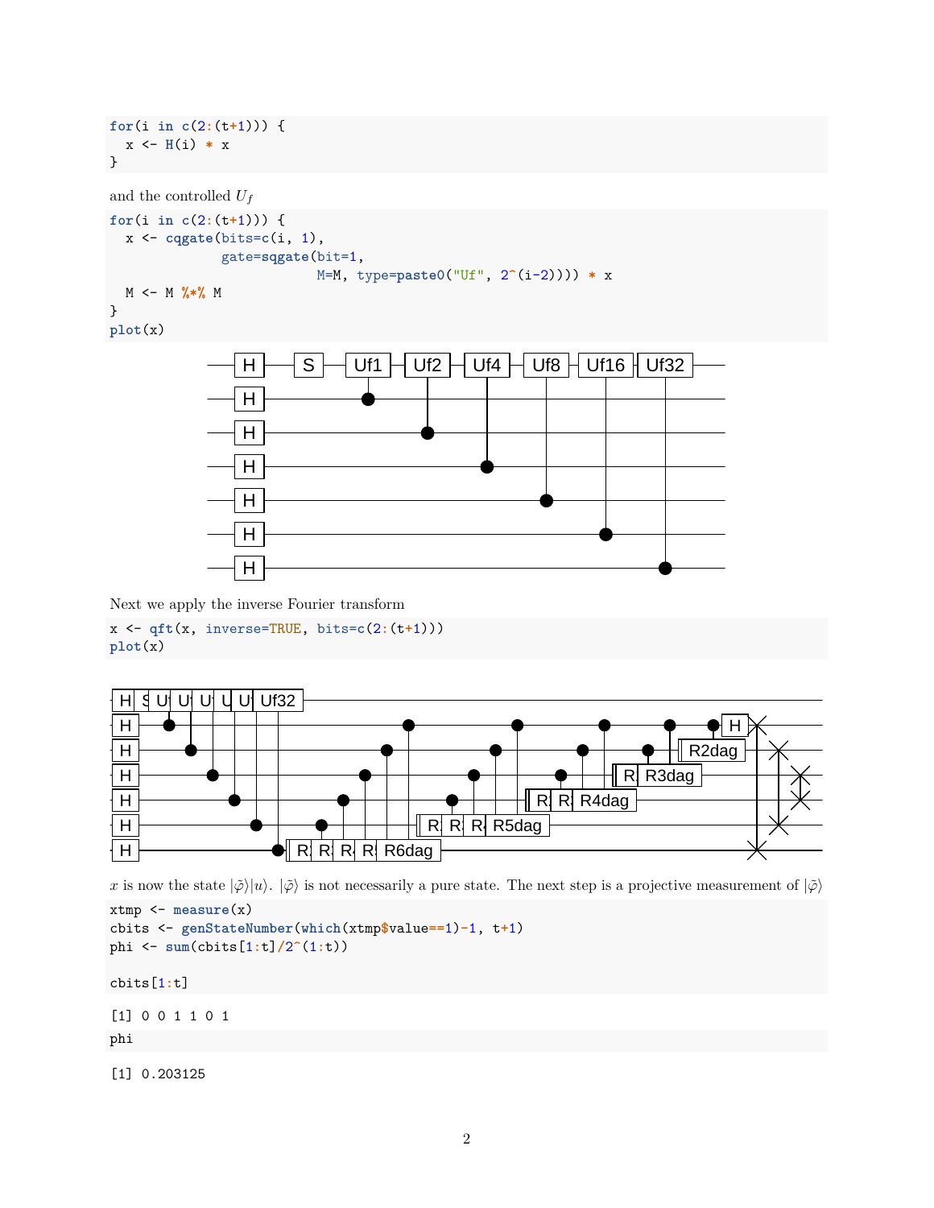```
for(i in c(2:(t+1))) {
  x <- H(i) * x
}
```

and the controlled $U_f$

```
for(i in c(2:(t+1))) {
  x <- cqgate(bits=c(i, 1),
              gate=sqgate(bit=1,
                          M=M, type=paste0("Uf", 2^(i-2)))) * x
  M <- M %*% M
}
plot(x)
```

Next we apply the inverse Fourier transform

```
x <- qft(x, inverse=TRUE, bits=c(2:(t+1)))
plot(x)
```

$x$ is now the state $|\tilde{\varphi}\rangle|u\rangle$. $|\tilde{\varphi}\rangle$ is not necessarily a pure state. The next step is a projective measurement of $|\tilde{\varphi}\rangle$

```
xtmp <- measure(x)
cbits <- genStateNumber(which(xtmp$value==1)-1, t+1)
phi <- sum(cbits[1:t]/2^(1:t))

cbits[1:t]
```

```
[1] 0 0 1 1 0 1
```

```
phi
```

```
[1] 0.203125
```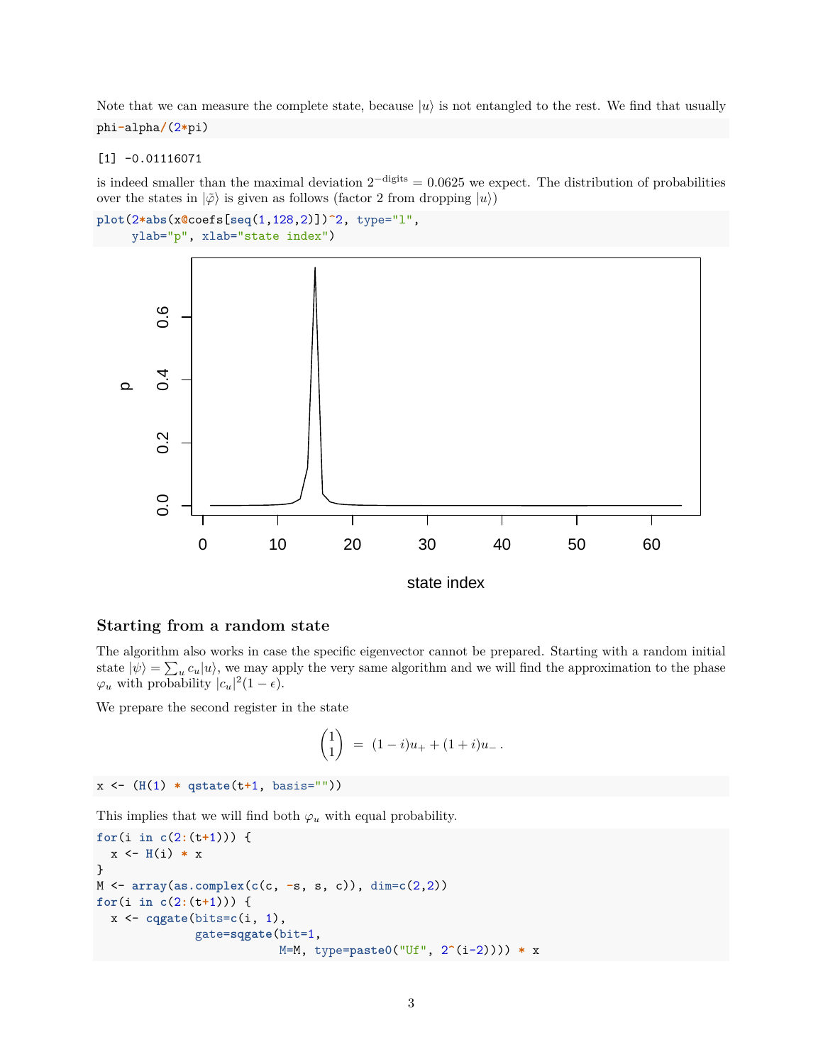Note that we can measure the complete state, because $|u\rangle$ is not entangled to the rest. We find that usually

```
phi-alpha/(2*pi)
```

```
[1] -0.01116071
```

is indeed smaller than the maximal deviation $2^{-\text{digits}} = 0.0625$ we expect. The distribution of probabilities over the states in $|\tilde{\varphi}\rangle$ is given as follows (factor 2 from dropping $|u\rangle$)

```
plot(2*abs(x@coefs[seq(1,128,2)])^2, type="l",
     ylab="p", xlab="state index")
```

### Starting from a random state

The algorithm also works in case the specific eigenvector cannot be prepared. Starting with a random initial state $|\psi\rangle = \sum_u c_u |u\rangle$, we may apply the very same algorithm and we will find the approximation to the phase $\varphi_u$ with probability $|c_u|^2(1-\epsilon)$.

We prepare the second register in the state

$$\begin{pmatrix} 1 \\ 1 \end{pmatrix} \;=\; (1-i)u_+ + (1+i)u_- \,.$$

```
x <- (H(1) * qstate(t+1, basis=""))
```

This implies that we will find both $\varphi_u$ with equal probability.

```
for(i in c(2:(t+1))) {
  x <- H(i) * x
}
M <- array(as.complex(c(c, -s, s, c)), dim=c(2,2))
for(i in c(2:(t+1))) {
  x <- cqgate(bits=c(i, 1),
              gate=sqgate(bit=1,
                          M=M, type=paste0("Uf", 2^(i-2)))) * x
```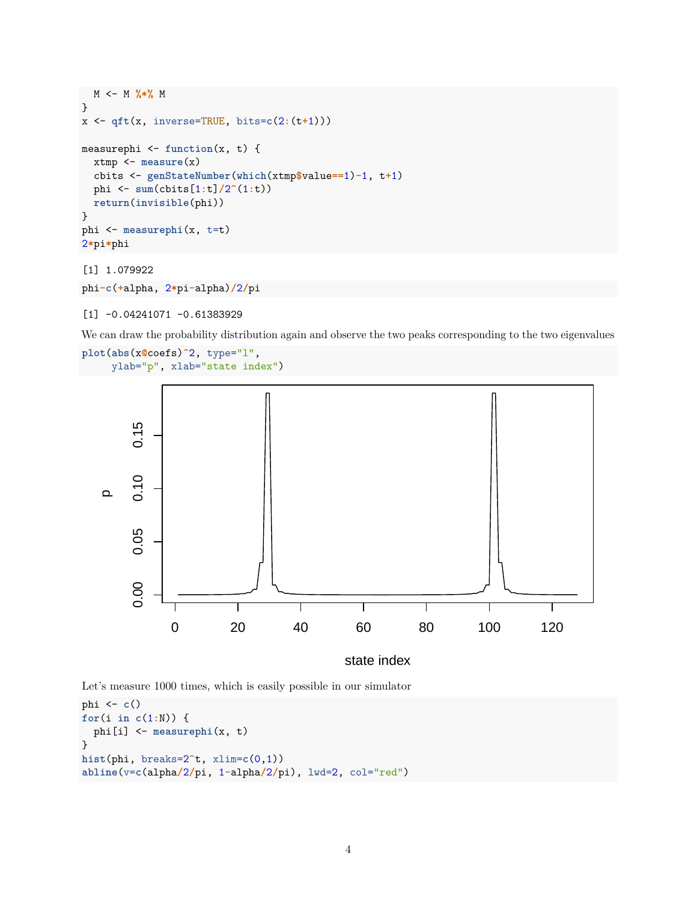```
  M <- M %*% M
}
x <- qft(x, inverse=TRUE, bits=c(2:(t+1)))

measurephi <- function(x, t) {
  xtmp <- measure(x)
  cbits <- genStateNumber(which(xtmp$value==1)-1, t+1)
  phi <- sum(cbits[1:t]/2^(1:t))
  return(invisible(phi))
}
phi <- measurephi(x, t=t)
2*pi*phi
```

```
[1] 1.079922
```

```
phi-c(+alpha, 2*pi-alpha)/2/pi
```

```
[1] -0.04241071 -0.61383929
```

We can draw the probability distribution again and observe the two peaks corresponding to the two eigenvalues

```
plot(abs(x@coefs)^2, type="l",
     ylab="p", xlab="state index")
```

Let's measure 1000 times, which is easily possible in our simulator

```
phi <- c()
for(i in c(1:N)) {
  phi[i] <- measurephi(x, t)
}
hist(phi, breaks=2^t, xlim=c(0,1))
abline(v=c(alpha/2/pi, 1-alpha/2/pi), lwd=2, col="red")
```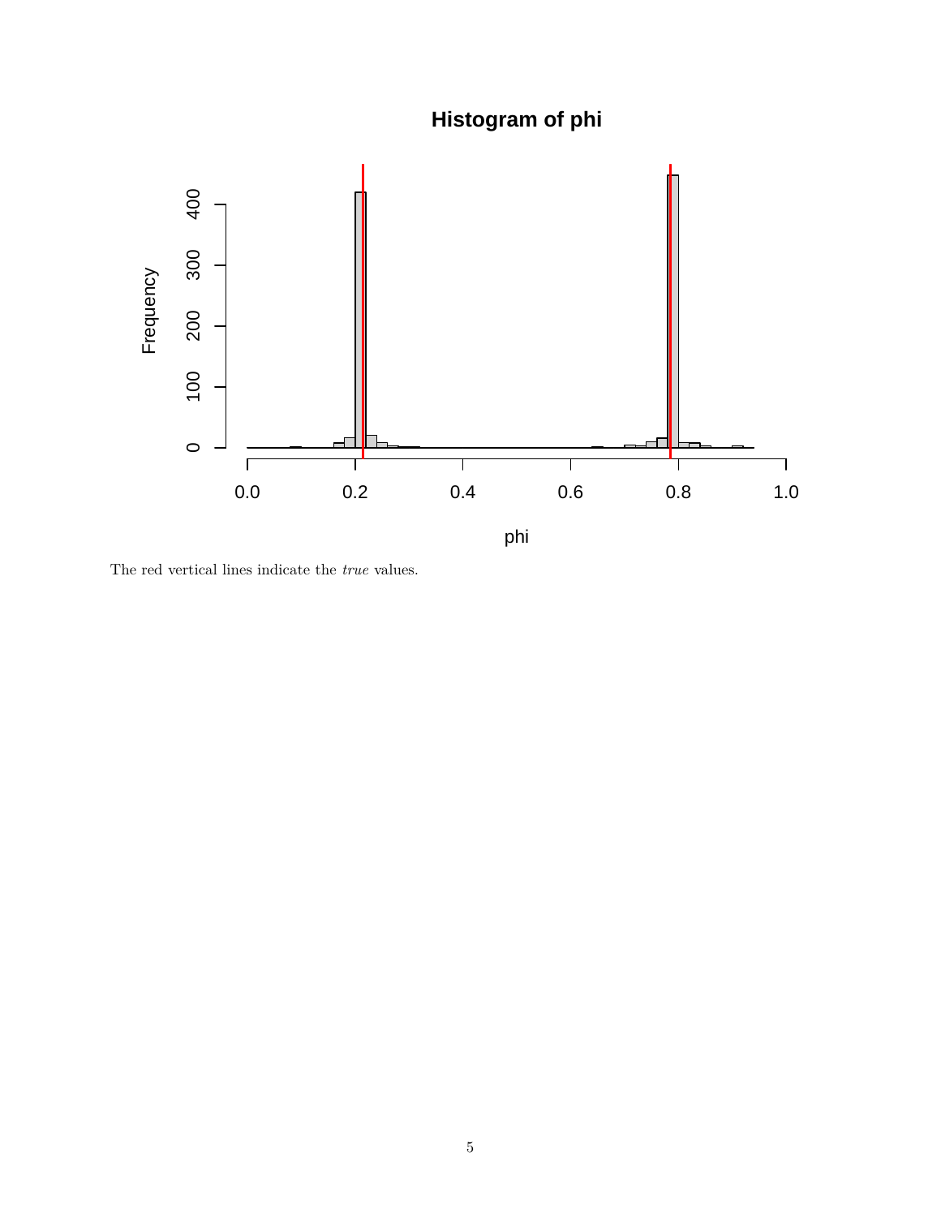Histogram of phi

Frequency

400

300

200

100

0

0.0

0.2

0.4

0.6

0.8

1.0

phi

The red vertical lines indicate the *true* values.